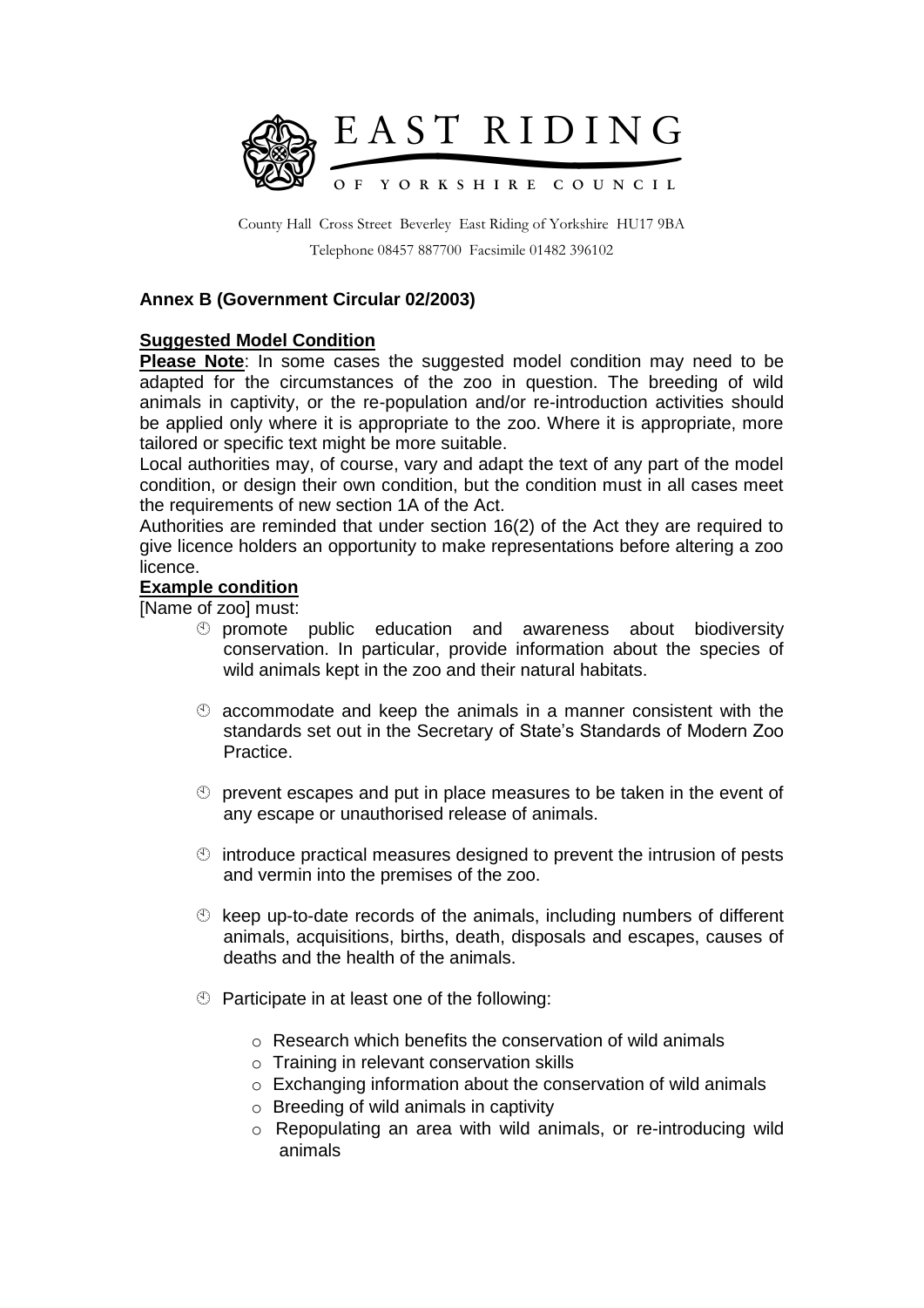EAST RIDING

OF YORKSHIRE COUNCIL

County Hall Cross Street Beverley East Riding of Yorkshire HU17 9BA

Telephone 08457 887700 Facsimile 01482 396102

## Annex B (Government Circular 02/2003)

**Suggested Model Condition**

**Please Note**: In some cases the suggested model condition may need to be adapted for the circumstances of the zoo in question. The breeding of wild animals in captivity, or the re-population and/or re-introduction activities should be applied only where it is appropriate to the zoo. Where it is appropriate, more tailored or specific text might be more suitable.

Local authorities may, of course, vary and adapt the text of any part of the model condition, or design their own condition, but the condition must in all cases meet the requirements of new section 1A of the Act.

Authorities are reminded that under section 16(2) of the Act they are required to give licence holders an opportunity to make representations before altering a zoo licence.

**Example condition**

[Name of zoo] must:

- promote public education and awareness about biodiversity conservation. In particular, provide information about the species of wild animals kept in the zoo and their natural habitats.
- accommodate and keep the animals in a manner consistent with the standards set out in the Secretary of State's Standards of Modern Zoo Practice.
- prevent escapes and put in place measures to be taken in the event of any escape or unauthorised release of animals.
- introduce practical measures designed to prevent the intrusion of pests and vermin into the premises of the zoo.
- keep up-to-date records of the animals, including numbers of different animals, acquisitions, births, death, disposals and escapes, causes of deaths and the health of the animals.
- Participate in at least one of the following:
    - Research which benefits the conservation of wild animals
    - Training in relevant conservation skills
    - Exchanging information about the conservation of wild animals
    - Breeding of wild animals in captivity
    - Repopulating an area with wild animals, or re-introducing wild animals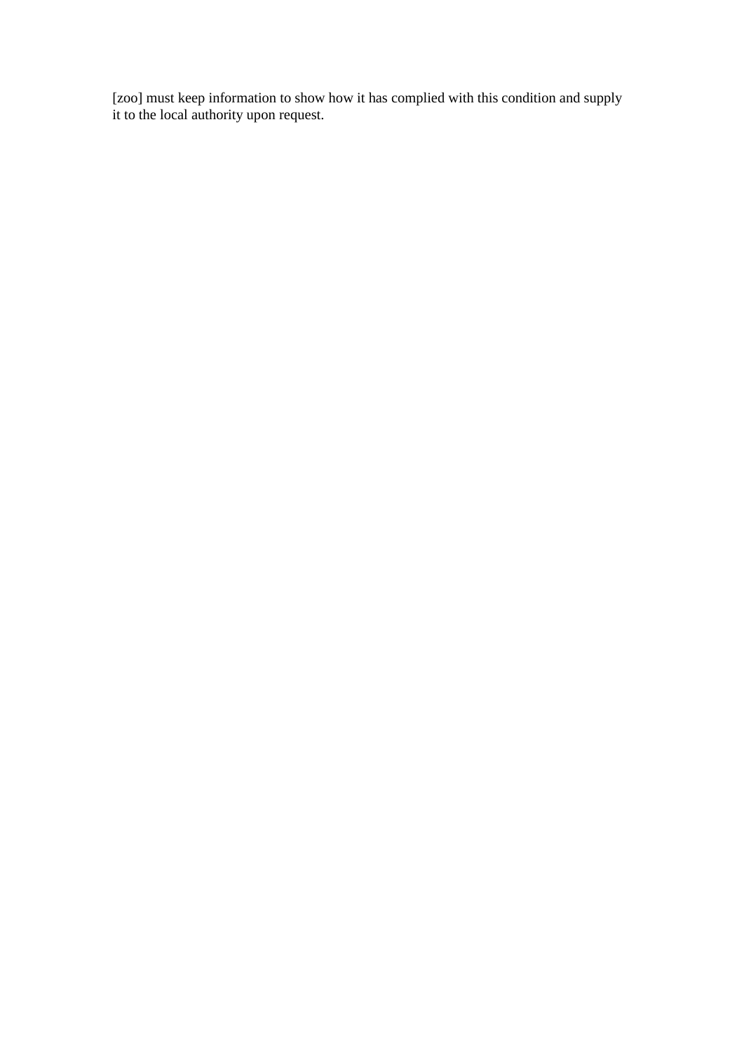[zoo] must keep information to show how it has complied with this condition and supply it to the local authority upon request.